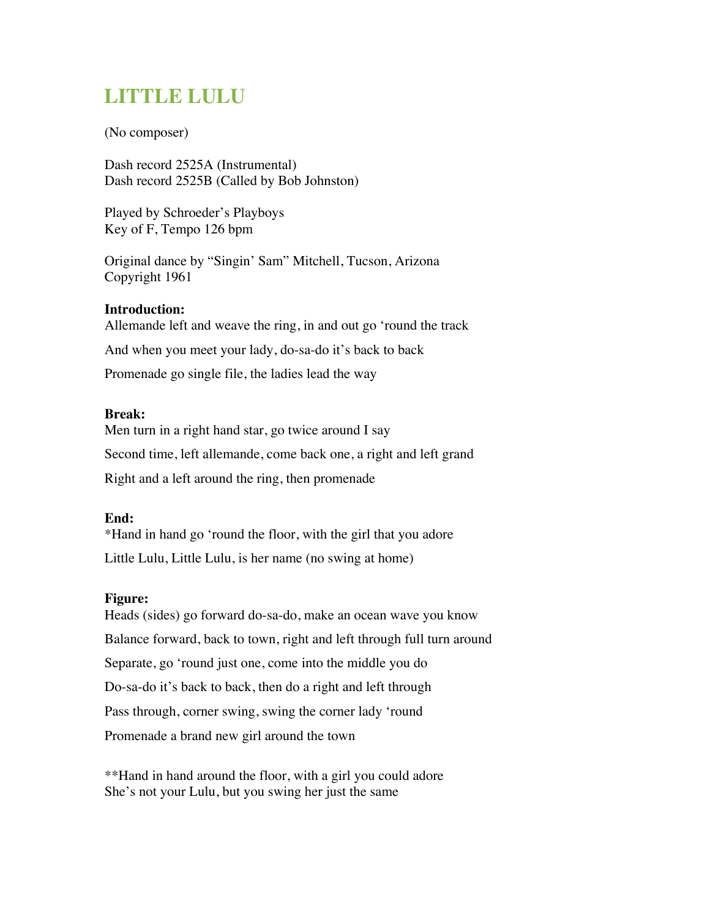# LITTLE LULU

(No composer)

Dash record 2525A (Instrumental)
Dash record 2525B (Called by Bob Johnston)

Played by Schroeder's Playboys
Key of F, Tempo 126 bpm

Original dance by "Singin' Sam" Mitchell, Tucson, Arizona
Copyright 1961

**Introduction:**
Allemande left and weave the ring, in and out go 'round the track

And when you meet your lady, do-sa-do it's back to back

Promenade go single file, the ladies lead the way

**Break:**
Men turn in a right hand star, go twice around I say

Second time, left allemande, come back one, a right and left grand

Right and a left around the ring, then promenade

**End:**
*Hand in hand go 'round the floor, with the girl that you adore

Little Lulu, Little Lulu, is her name (no swing at home)

**Figure:**
Heads (sides) go forward do-sa-do, make an ocean wave you know

Balance forward, back to town, right and left through full turn around

Separate, go 'round just one, come into the middle you do

Do-sa-do it's back to back, then do a right and left through

Pass through, corner swing, swing the corner lady 'round

Promenade a brand new girl around the town

**Hand in hand around the floor, with a girl you could adore
She's not your Lulu, but you swing her just the same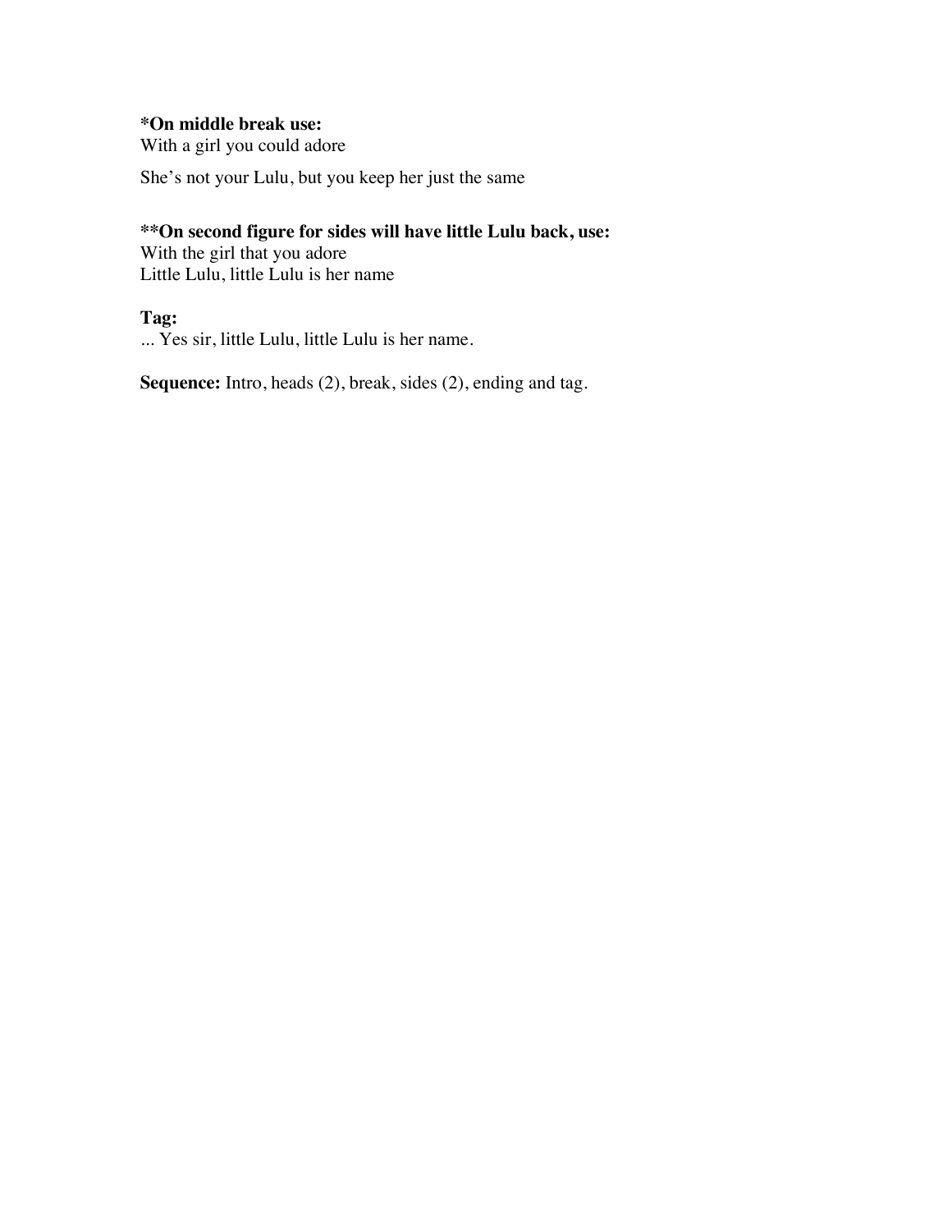**\*On middle break use:**
With a girl you could adore

She's not your Lulu, but you keep her just the same

**\*\*On second figure for sides will have little Lulu back, use:**
With the girl that you adore
Little Lulu, little Lulu is her name

**Tag:**
... Yes sir, little Lulu, little Lulu is her name.

**Sequence:** Intro, heads (2), break, sides (2), ending and tag.